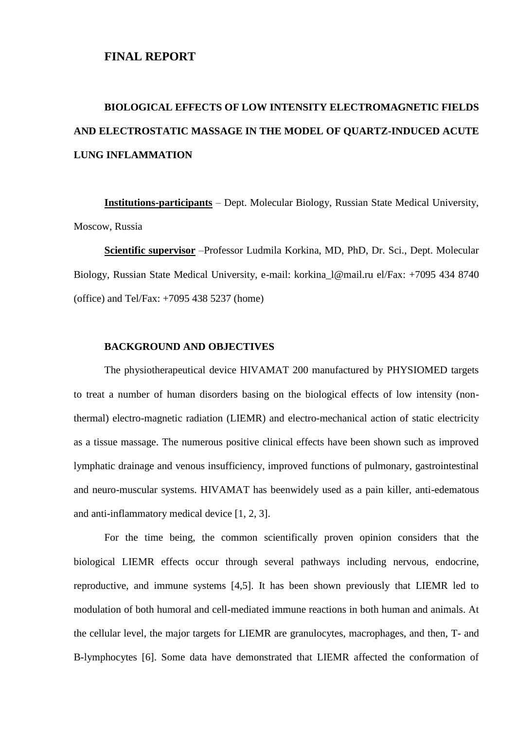# FINAL REPORT

## BIOLOGICAL EFFECTS OF LOW INTENSITY ELECTROMAGNETIC FIELDS AND ELECTROSTATIC MASSAGE IN THE MODEL OF QUARTZ-INDUCED ACUTE LUNG INFLAMMATION

**Institutions-participants** – Dept. Molecular Biology, Russian State Medical University, Moscow, Russia

**Scientific supervisor** –Professor Ludmila Korkina, MD, PhD, Dr. Sci., Dept. Molecular Biology, Russian State Medical University, e-mail: korkina_l@mail.ru el/Fax: +7095 434 8740 (office) and Tel/Fax: +7095 438 5237 (home)

### BACKGROUND AND OBJECTIVES

The physiotherapeutical device HIVAMAT 200 manufactured by PHYSIOMED targets to treat a number of human disorders basing on the biological effects of low intensity (non-thermal) electro-magnetic radiation (LIEMR) and electro-mechanical action of static electricity as a tissue massage. The numerous positive clinical effects have been shown such as improved lymphatic drainage and venous insufficiency, improved functions of pulmonary, gastrointestinal and neuro-muscular systems. HIVAMAT has beenwidely used as a pain killer, anti-edematous and anti-inflammatory medical device [1, 2, 3].

For the time being, the common scientifically proven opinion considers that the biological LIEMR effects occur through several pathways including nervous, endocrine, reproductive, and immune systems [4,5]. It has been shown previously that LIEMR led to modulation of both humoral and cell-mediated immune reactions in both human and animals. At the cellular level, the major targets for LIEMR are granulocytes, macrophages, and then, T- and B-lymphocytes [6]. Some data have demonstrated that LIEMR affected the conformation of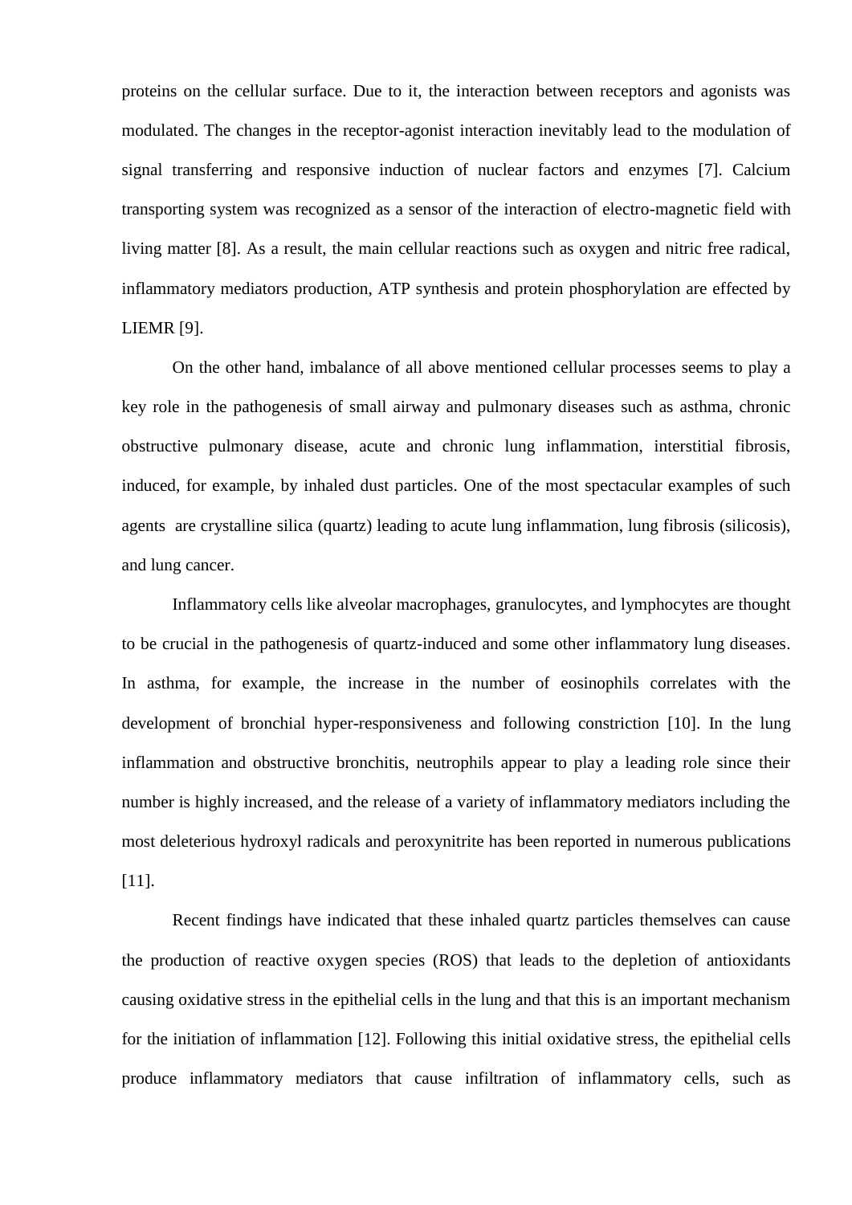proteins on the cellular surface. Due to it, the interaction between receptors and agonists was modulated. The changes in the receptor-agonist interaction inevitably lead to the modulation of signal transferring and responsive induction of nuclear factors and enzymes [7]. Calcium transporting system was recognized as a sensor of the interaction of electro-magnetic field with living matter [8]. As a result, the main cellular reactions such as oxygen and nitric free radical, inflammatory mediators production, ATP synthesis and protein phosphorylation are effected by LIEMR [9].

On the other hand, imbalance of all above mentioned cellular processes seems to play a key role in the pathogenesis of small airway and pulmonary diseases such as asthma, chronic obstructive pulmonary disease, acute and chronic lung inflammation, interstitial fibrosis, induced, for example, by inhaled dust particles. One of the most spectacular examples of such agents are crystalline silica (quartz) leading to acute lung inflammation, lung fibrosis (silicosis), and lung cancer.

Inflammatory cells like alveolar macrophages, granulocytes, and lymphocytes are thought to be crucial in the pathogenesis of quartz-induced and some other inflammatory lung diseases. In asthma, for example, the increase in the number of eosinophils correlates with the development of bronchial hyper-responsiveness and following constriction [10]. In the lung inflammation and obstructive bronchitis, neutrophils appear to play a leading role since their number is highly increased, and the release of a variety of inflammatory mediators including the most deleterious hydroxyl radicals and peroxynitrite has been reported in numerous publications [11].

Recent findings have indicated that these inhaled quartz particles themselves can cause the production of reactive oxygen species (ROS) that leads to the depletion of antioxidants causing oxidative stress in the epithelial cells in the lung and that this is an important mechanism for the initiation of inflammation [12]. Following this initial oxidative stress, the epithelial cells produce inflammatory mediators that cause infiltration of inflammatory cells, such as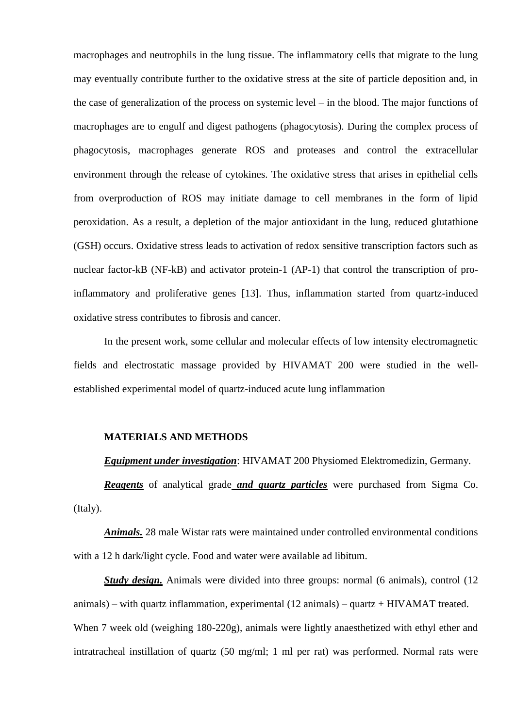macrophages and neutrophils in the lung tissue. The inflammatory cells that migrate to the lung may eventually contribute further to the oxidative stress at the site of particle deposition and, in the case of generalization of the process on systemic level – in the blood. The major functions of macrophages are to engulf and digest pathogens (phagocytosis). During the complex process of phagocytosis, macrophages generate ROS and proteases and control the extracellular environment through the release of cytokines. The oxidative stress that arises in epithelial cells from overproduction of ROS may initiate damage to cell membranes in the form of lipid peroxidation. As a result, a depletion of the major antioxidant in the lung, reduced glutathione (GSH) occurs. Oxidative stress leads to activation of redox sensitive transcription factors such as nuclear factor-kB (NF-kB) and activator protein-1 (AP-1) that control the transcription of pro-inflammatory and proliferative genes [13]. Thus, inflammation started from quartz-induced oxidative stress contributes to fibrosis and cancer.

In the present work, some cellular and molecular effects of low intensity electromagnetic fields and electrostatic massage provided by HIVAMAT 200 were studied in the well-established experimental model of quartz-induced acute lung inflammation

## MATERIALS AND METHODS

***Equipment under investigation***: HIVAMAT 200 Physiomed Elektromedizin, Germany.

***Reagents*** of analytical grade ***and quartz particles*** were purchased from Sigma Co. (Italy).

***Animals.*** 28 male Wistar rats were maintained under controlled environmental conditions with a 12 h dark/light cycle. Food and water were available ad libitum.

***Study design.*** Animals were divided into three groups: normal (6 animals), control (12 animals) – with quartz inflammation, experimental (12 animals) – quartz + HIVAMAT treated. When 7 week old (weighing 180-220g), animals were lightly anaesthetized with ethyl ether and intratracheal instillation of quartz (50 mg/ml; 1 ml per rat) was performed. Normal rats were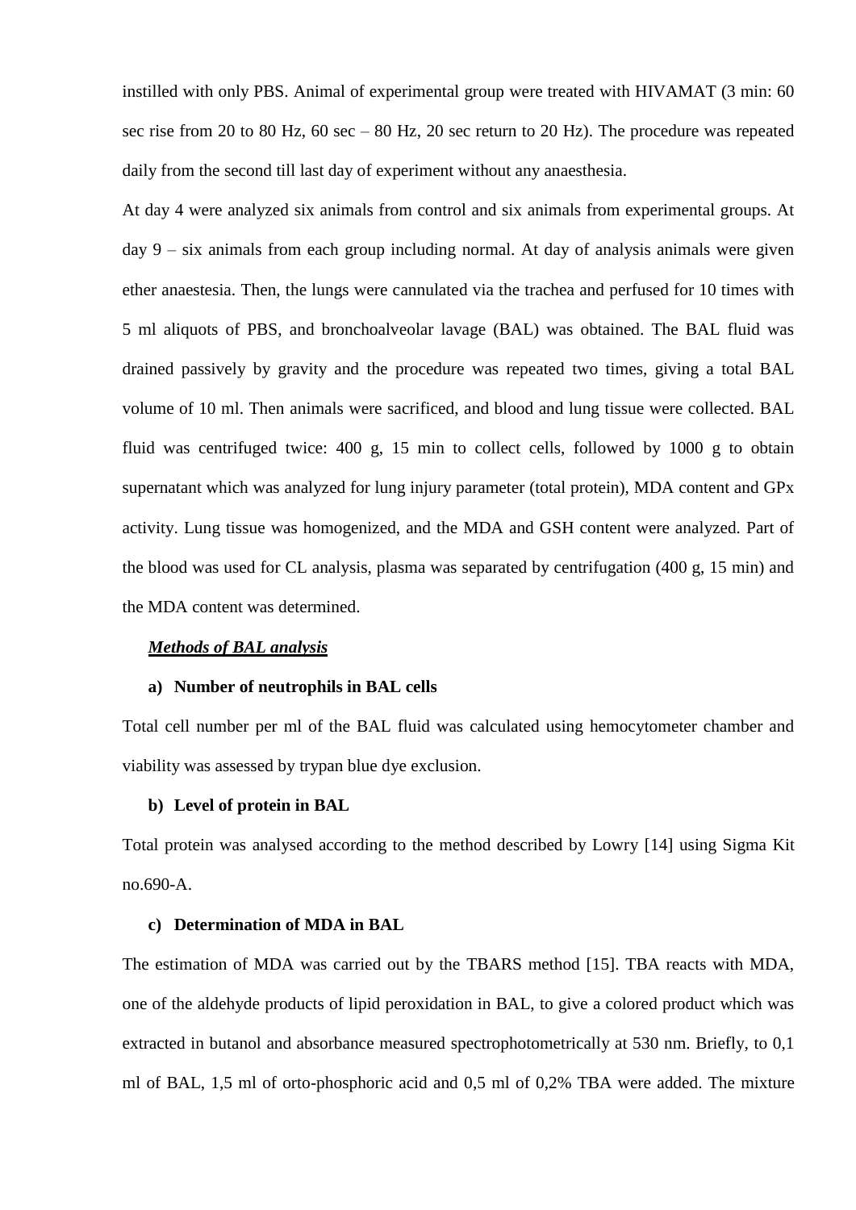instilled with only PBS. Animal of experimental group were treated with HIVAMAT (3 min: 60 sec rise from 20 to 80 Hz, 60 sec – 80 Hz, 20 sec return to 20 Hz). The procedure was repeated daily from the second till last day of experiment without any anaesthesia.

At day 4 were analyzed six animals from control and six animals from experimental groups. At day 9 – six animals from each group including normal. At day of analysis animals were given ether anaestesia. Then, the lungs were cannulated via the trachea and perfused for 10 times with 5 ml aliquots of PBS, and bronchoalveolar lavage (BAL) was obtained. The BAL fluid was drained passively by gravity and the procedure was repeated two times, giving a total BAL volume of 10 ml. Then animals were sacrificed, and blood and lung tissue were collected. BAL fluid was centrifuged twice: 400 g, 15 min to collect cells, followed by 1000 g to obtain supernatant which was analyzed for lung injury parameter (total protein), MDA content and GPx activity. Lung tissue was homogenized, and the MDA and GSH content were analyzed. Part of the blood was used for CL analysis, plasma was separated by centrifugation (400 g, 15 min) and the MDA content was determined.

***Methods of BAL analysis***

**a) Number of neutrophils in BAL cells**

Total cell number per ml of the BAL fluid was calculated using hemocytometer chamber and viability was assessed by trypan blue dye exclusion.

**b) Level of protein in BAL**

Total protein was analysed according to the method described by Lowry [14] using Sigma Kit no.690-A.

**c) Determination of MDA in BAL**

The estimation of MDA was carried out by the TBARS method [15]. TBA reacts with MDA, one of the aldehyde products of lipid peroxidation in BAL, to give a colored product which was extracted in butanol and absorbance measured spectrophotometrically at 530 nm. Briefly, to 0,1 ml of BAL, 1,5 ml of orto-phosphoric acid and 0,5 ml of 0,2% TBA were added. The mixture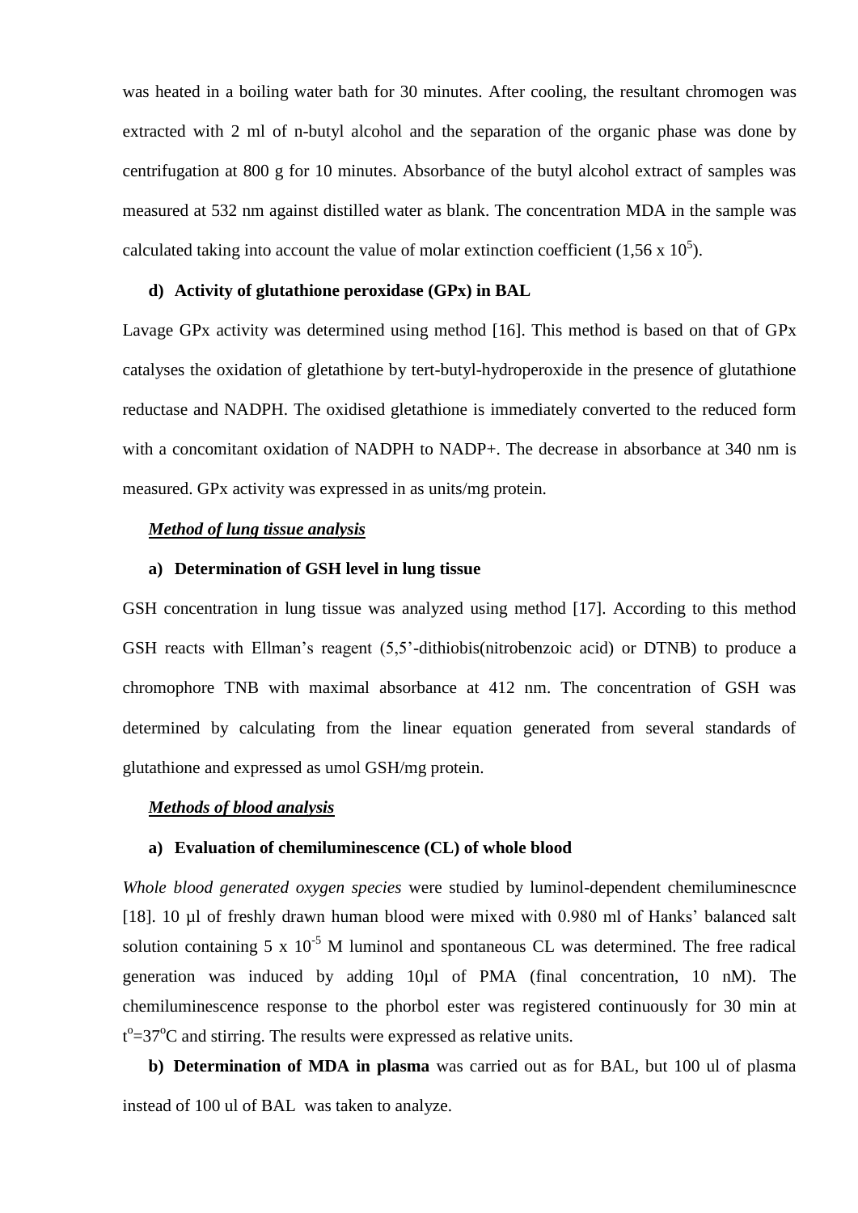was heated in a boiling water bath for 30 minutes. After cooling, the resultant chromogen was extracted with 2 ml of n-butyl alcohol and the separation of the organic phase was done by centrifugation at 800 g for 10 minutes. Absorbance of the butyl alcohol extract of samples was measured at 532 nm against distilled water as blank. The concentration MDA in the sample was calculated taking into account the value of molar extinction coefficient (1,56 x $10^5$).

**d) Activity of glutathione peroxidase (GPx) in BAL**

Lavage GPx activity was determined using method [16]. This method is based on that of GPx catalyses the oxidation of gletathione by tert-butyl-hydroperoxide in the presence of glutathione reductase and NADPH. The oxidised gletathione is immediately converted to the reduced form with a concomitant oxidation of NADPH to NADP+. The decrease in absorbance at 340 nm is measured. GPx activity was expressed in as units/mg protein.

***Method of lung tissue analysis***

**a) Determination of GSH level in lung tissue**

GSH concentration in lung tissue was analyzed using method [17]. According to this method GSH reacts with Ellman's reagent (5,5'-dithiobis(nitrobenzoic acid) or DTNB) to produce a chromophore TNB with maximal absorbance at 412 nm. The concentration of GSH was determined by calculating from the linear equation generated from several standards of glutathione and expressed as umol GSH/mg protein.

***Methods of blood analysis***

**a) Evaluation of chemiluminescence (CL) of whole blood**

*Whole blood generated oxygen species* were studied by luminol-dependent chemiluminescnce [18]. 10 µl of freshly drawn human blood were mixed with 0.980 ml of Hanks' balanced salt solution containing 5 x $10^{-5}$ M luminol and spontaneous CL was determined. The free radical generation was induced by adding 10µl of PMA (final concentration, 10 nM). The chemiluminescence response to the phorbol ester was registered continuously for 30 min at $t^o$=37$^o$C and stirring. The results were expressed as relative units.

**b) Determination of MDA in plasma** was carried out as for BAL, but 100 ul of plasma instead of 100 ul of BAL was taken to analyze.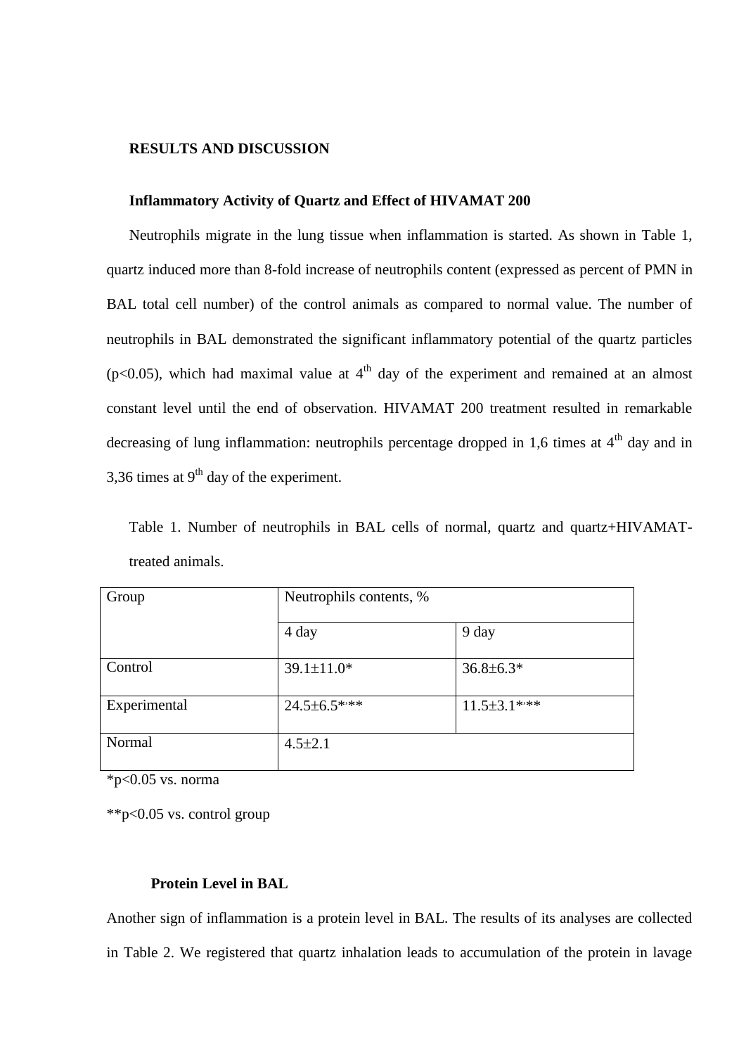## RESULTS AND DISCUSSION

### Inflammatory Activity of Quartz and Effect of HIVAMAT 200

Neutrophils migrate in the lung tissue when inflammation is started. As shown in Table 1, quartz induced more than 8-fold increase of neutrophils content (expressed as percent of PMN in BAL total cell number) of the control animals as compared to normal value. The number of neutrophils in BAL demonstrated the significant inflammatory potential of the quartz particles ($p<0.05$), which had maximal value at 4$^{th}$ day of the experiment and remained at an almost constant level until the end of observation. HIVAMAT 200 treatment resulted in remarkable decreasing of lung inflammation: neutrophils percentage dropped in 1,6 times at 4$^{th}$ day and in 3,36 times at 9$^{th}$ day of the experiment.

Table 1. Number of neutrophils in BAL cells of normal, quartz and quartz+HIVAMAT-treated animals.

| Group | Neutrophils contents, % | |
|---|---|---|
| | 4 day | 9 day |
| Control | 39.1±11.0* | 36.8±6.3* |
| Experimental | 24.5±6.5*,** | 11.5±3.1*,** |
| Normal | 4.5±2.1 | |

*p<0.05 vs. norma

**p<0.05 vs. control group

### Protein Level in BAL

Another sign of inflammation is a protein level in BAL. The results of its analyses are collected in Table 2. We registered that quartz inhalation leads to accumulation of the protein in lavage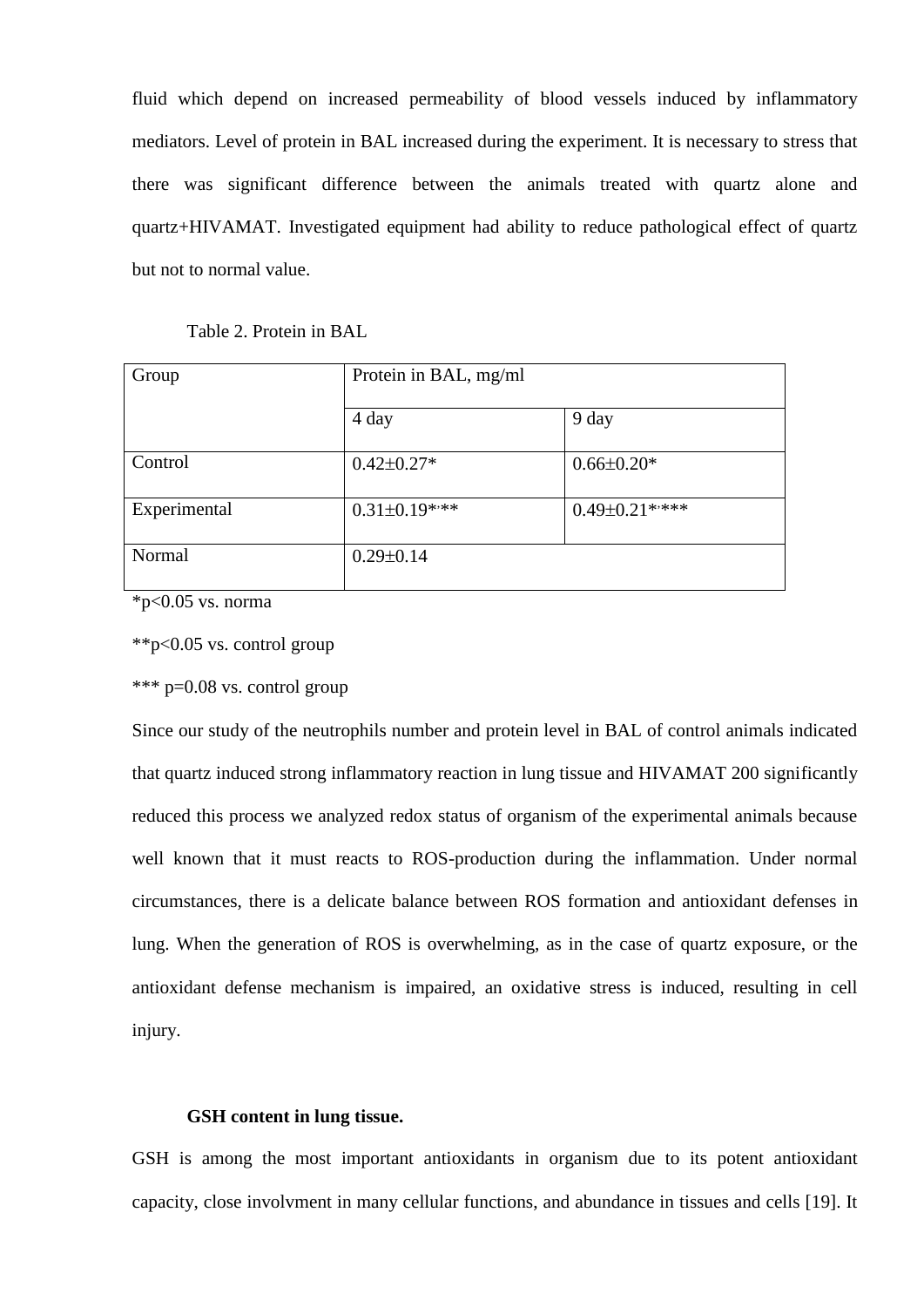fluid which depend on increased permeability of blood vessels induced by inflammatory mediators. Level of protein in BAL increased during the experiment. It is necessary to stress that there was significant difference between the animals treated with quartz alone and quartz+HIVAMAT. Investigated equipment had ability to reduce pathological effect of quartz but not to normal value.

Table 2. Protein in BAL

| Group | Protein in BAL, mg/ml | |
|---|---|---|
| | 4 day | 9 day |
| Control | 0.42±0.27* | 0.66±0.20* |
| Experimental | 0.31±0.19*,** | 0.49±0.21*,*** |
| Normal | 0.29±0.14 | |

*p<0.05 vs. norma

**p<0.05 vs. control group

*** p=0.08 vs. control group

Since our study of the neutrophils number and protein level in BAL of control animals indicated that quartz induced strong inflammatory reaction in lung tissue and HIVAMAT 200 significantly reduced this process we analyzed redox status of organism of the experimental animals because well known that it must reacts to ROS-production during the inflammation. Under normal circumstances, there is a delicate balance between ROS formation and antioxidant defenses in lung. When the generation of ROS is overwhelming, as in the case of quartz exposure, or the antioxidant defense mechanism is impaired, an oxidative stress is induced, resulting in cell injury.

**GSH content in lung tissue.**

GSH is among the most important antioxidants in organism due to its potent antioxidant capacity, close involvment in many cellular functions, and abundance in tissues and cells [19]. It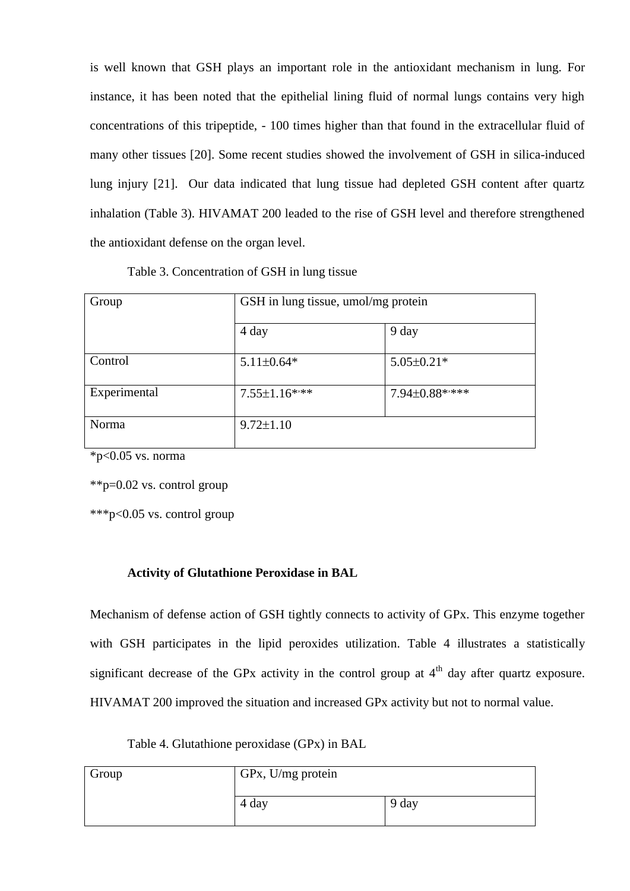is well known that GSH plays an important role in the antioxidant mechanism in lung. For instance, it has been noted that the epithelial lining fluid of normal lungs contains very high concentrations of this tripeptide, - 100 times higher than that found in the extracellular fluid of many other tissues [20]. Some recent studies showed the involvement of GSH in silica-induced lung injury [21]. Our data indicated that lung tissue had depleted GSH content after quartz inhalation (Table 3). HIVAMAT 200 leaded to the rise of GSH level and therefore strengthened the antioxidant defense on the organ level.

Table 3. Concentration of GSH in lung tissue

| Group | GSH in lung tissue, umol/mg protein | |
|---|---|---|
| | 4 day | 9 day |
| Control | 5.11±0.64* | 5.05±0.21* |
| Experimental | 7.55±1.16*,** | 7.94±0.88*,*** |
| Norma | 9.72±1.10 | |

*p<0.05 vs. norma

**p=0.02 vs. control group

***p<0.05 vs. control group

### Activity of Glutathione Peroxidase in BAL

Mechanism of defense action of GSH tightly connects to activity of GPx. This enzyme together with GSH participates in the lipid peroxides utilization. Table 4 illustrates a statistically significant decrease of the GPx activity in the control group at 4th day after quartz exposure. HIVAMAT 200 improved the situation and increased GPx activity but not to normal value.

Table 4. Glutathione peroxidase (GPx) in BAL

| Group | GPx, U/mg protein | |
|---|---|---|
| | 4 day | 9 day |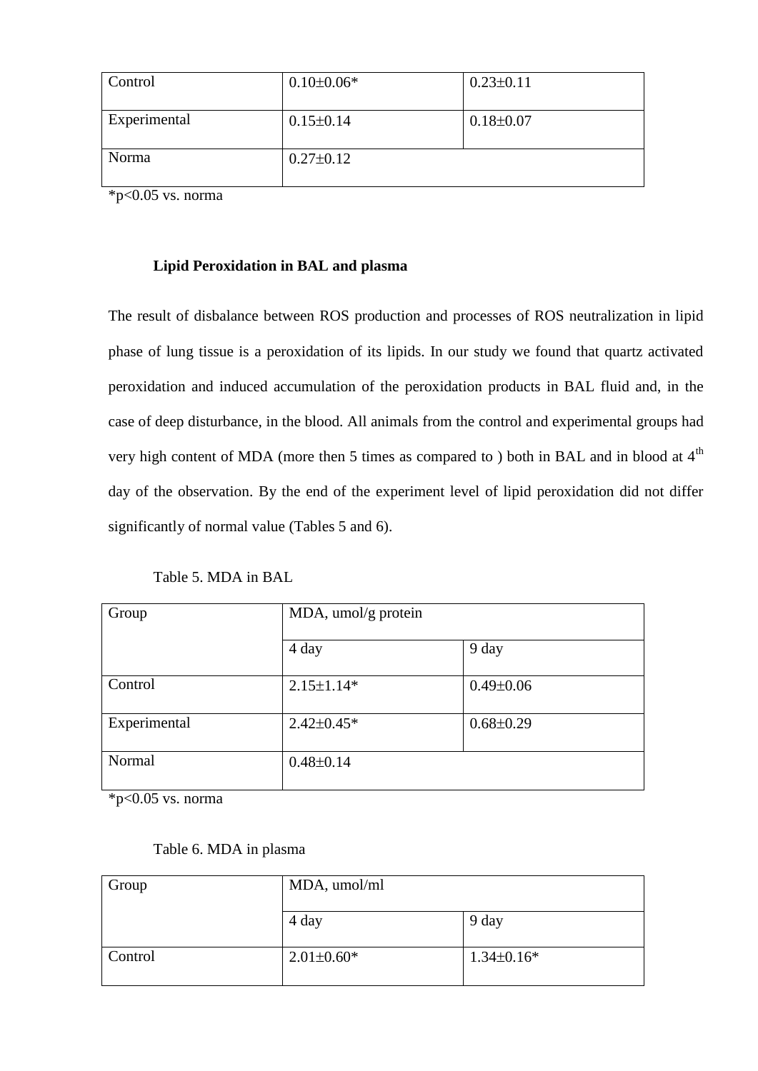| Control | 0.10±0.06* | 0.23±0.11 |
|---|---|---|
| Experimental | 0.15±0.14 | 0.18±0.07 |
| Norma | 0.27±0.12 | |

*p<0.05 vs. norma

### Lipid Peroxidation in BAL and plasma

The result of disbalance between ROS production and processes of ROS neutralization in lipid phase of lung tissue is a peroxidation of its lipids. In our study we found that quartz activated peroxidation and induced accumulation of the peroxidation products in BAL fluid and, in the case of deep disturbance, in the blood. All animals from the control and experimental groups had very high content of MDA (more then 5 times as compared to ) both in BAL and in blood at 4$^{th}$ day of the observation. By the end of the experiment level of lipid peroxidation did not differ significantly of normal value (Tables 5 and 6).

Table 5. MDA in BAL

| Group | MDA, umol/g protein | |
|---|---|---|
| | 4 day | 9 day |
| Control | 2.15±1.14* | 0.49±0.06 |
| Experimental | 2.42±0.45* | 0.68±0.29 |
| Normal | 0.48±0.14 | |

*p<0.05 vs. norma

Table 6. MDA in plasma

| Group | MDA, umol/ml | |
|---|---|---|
| | 4 day | 9 day |
| Control | 2.01±0.60* | 1.34±0.16* |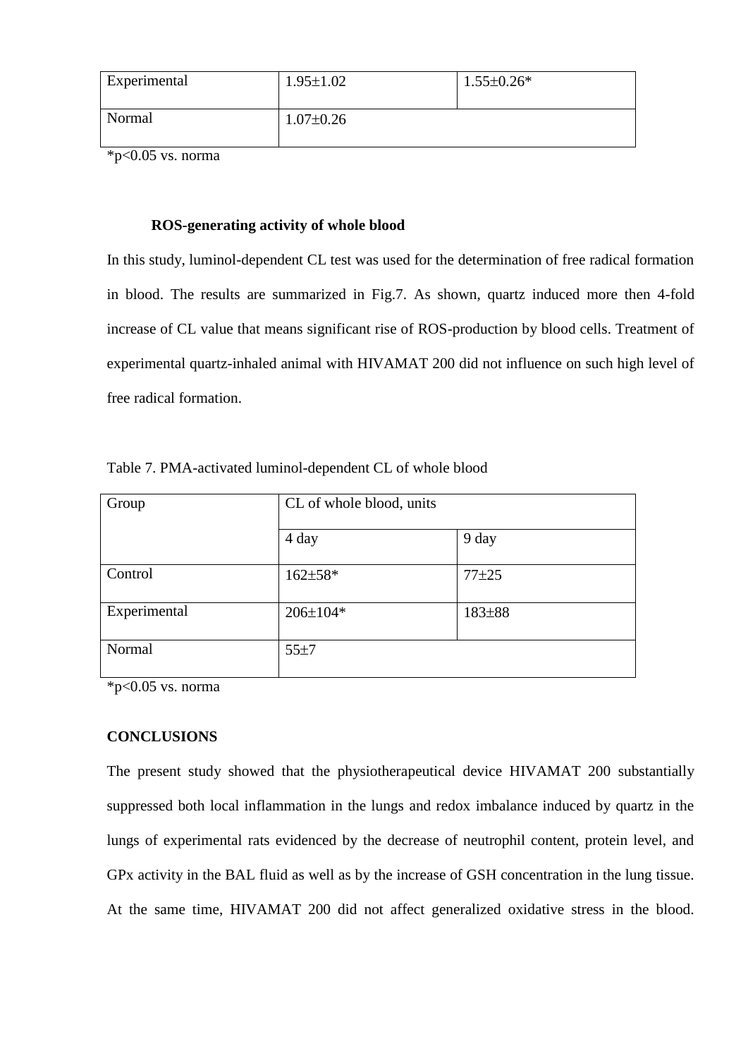| Experimental | 1.95±1.02 | 1.55±0.26* |
| --- | --- | --- |
| Normal | 1.07±0.26 | |

*p<0.05 vs. norma

### ROS-generating activity of whole blood

In this study, luminol-dependent CL test was used for the determination of free radical formation in blood. The results are summarized in Fig.7. As shown, quartz induced more then 4-fold increase of CL value that means significant rise of ROS-production by blood cells. Treatment of experimental quartz-inhaled animal with HIVAMAT 200 did not influence on such high level of free radical formation.

Table 7. PMA-activated luminol-dependent CL of whole blood

| Group | CL of whole blood, units | |
| --- | --- | --- |
| | 4 day | 9 day |
| Control | 162±58* | 77±25 |
| Experimental | 206±104* | 183±88 |
| Normal | 55±7 | |

*p<0.05 vs. norma

## CONCLUSIONS

The present study showed that the physiotherapeutical device HIVAMAT 200 substantially suppressed both local inflammation in the lungs and redox imbalance induced by quartz in the lungs of experimental rats evidenced by the decrease of neutrophil content, protein level, and GPx activity in the BAL fluid as well as by the increase of GSH concentration in the lung tissue. At the same time, HIVAMAT 200 did not affect generalized oxidative stress in the blood.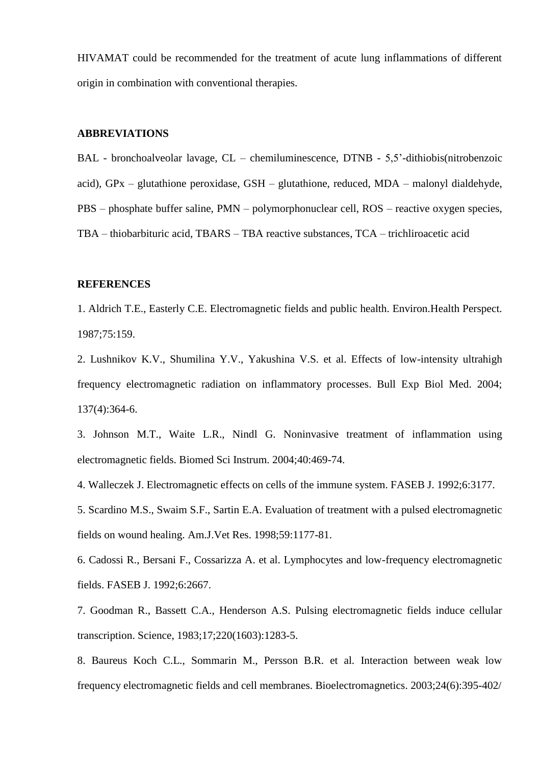HIVAMAT could be recommended for the treatment of acute lung inflammations of different origin in combination with conventional therapies.

**ABBREVIATIONS**

BAL - bronchoalveolar lavage, CL – chemiluminescence, DTNB - 5,5'-dithiobis(nitrobenzoic acid), GPx – glutathione peroxidase, GSH – glutathione, reduced, MDA – malonyl dialdehyde, PBS – phosphate buffer saline, PMN – polymorphonuclear cell, ROS – reactive oxygen species, TBA – thiobarbituric acid, TBARS – TBA reactive substances, TCA – trichliroacetic acid

**REFERENCES**

1. Aldrich T.E., Easterly C.E. Electromagnetic fields and public health. Environ.Health Perspect. 1987;75:159.

2. Lushnikov K.V., Shumilina Y.V., Yakushina V.S. et al. Effects of low-intensity ultrahigh frequency electromagnetic radiation on inflammatory processes. Bull Exp Biol Med. 2004; 137(4):364-6.

3. Johnson M.T., Waite L.R., Nindl G. Noninvasive treatment of inflammation using electromagnetic fields. Biomed Sci Instrum. 2004;40:469-74.

4. Walleczek J. Electromagnetic effects on cells of the immune system. FASEB J. 1992;6:3177.

5. Scardino M.S., Swaim S.F., Sartin E.A. Evaluation of treatment with a pulsed electromagnetic fields on wound healing. Am.J.Vet Res. 1998;59:1177-81.

6. Cadossi R., Bersani F., Cossarizza A. et al. Lymphocytes and low-frequency electromagnetic fields. FASEB J. 1992;6:2667.

7. Goodman R., Bassett C.A., Henderson A.S. Pulsing electromagnetic fields induce cellular transcription. Science, 1983;17;220(1603):1283-5.

8. Baureus Koch C.L., Sommarin M., Persson B.R. et al. Interaction between weak low frequency electromagnetic fields and cell membranes. Bioelectromagnetics. 2003;24(6):395-402/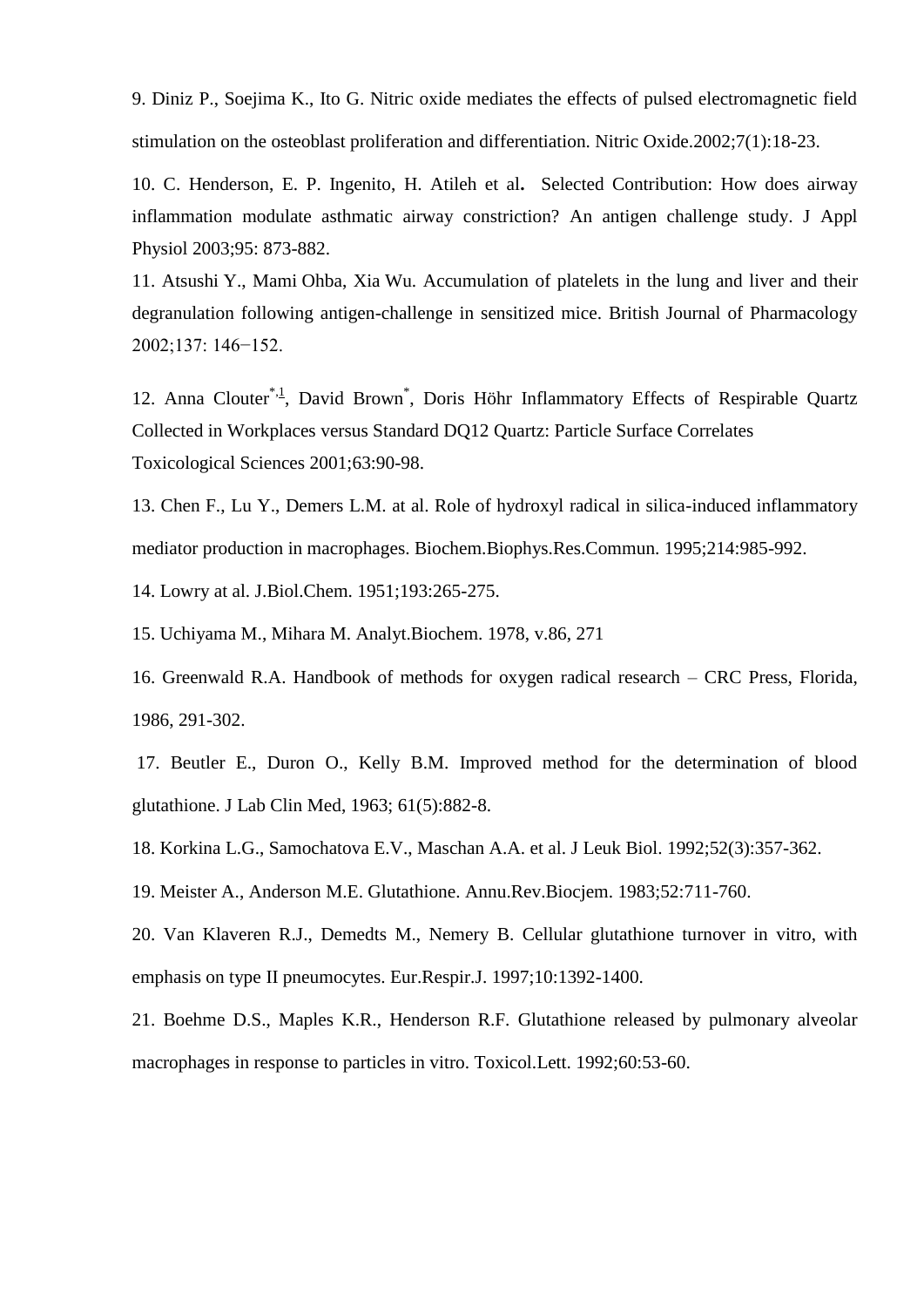9. Diniz P., Soejima K., Ito G. Nitric oxide mediates the effects of pulsed electromagnetic field stimulation on the osteoblast proliferation and differentiation. Nitric Oxide.2002;7(1):18-23.

10. C. Henderson, E. P. Ingenito, H. Atileh et al**.** Selected Contribution: How does airway inflammation modulate asthmatic airway constriction? An antigen challenge study. J Appl Physiol 2003;95: 873-882.

11. Atsushi Y., Mami Ohba, Xia Wu. Accumulation of platelets in the lung and liver and their degranulation following antigen-challenge in sensitized mice. British Journal of Pharmacology 2002;137: 146−152.

12. Anna Clouter[*,1], David Brown[*], Doris Höhr Inflammatory Effects of Respirable Quartz Collected in Workplaces versus Standard DQ12 Quartz: Particle Surface Correlates Toxicological Sciences 2001;63:90-98.

13. Chen F., Lu Y., Demers L.M. at al. Role of hydroxyl radical in silica-induced inflammatory mediator production in macrophages. Biochem.Biophys.Res.Commun. 1995;214:985-992.

14. Lowry at al. J.Biol.Chem. 1951;193:265-275.

15. Uchiyama M., Mihara M. Analyt.Biochem. 1978, v.86, 271

16. Greenwald R.A. Handbook of methods for oxygen radical research – CRC Press, Florida, 1986, 291-302.

17. Beutler E., Duron O., Kelly B.M. Improved method for the determination of blood glutathione. J Lab Clin Med, 1963; 61(5):882-8.

18. Korkina L.G., Samochatova E.V., Maschan A.A. et al. J Leuk Biol. 1992;52(3):357-362.

19. Meister A., Anderson M.E. Glutathione. Annu.Rev.Biocjem. 1983;52:711-760.

20. Van Klaveren R.J., Demedts M., Nemery B. Cellular glutathione turnover in vitro, with emphasis on type II pneumocytes. Eur.Respir.J. 1997;10:1392-1400.

21. Boehme D.S., Maples K.R., Henderson R.F. Glutathione released by pulmonary alveolar macrophages in response to particles in vitro. Toxicol.Lett. 1992;60:53-60.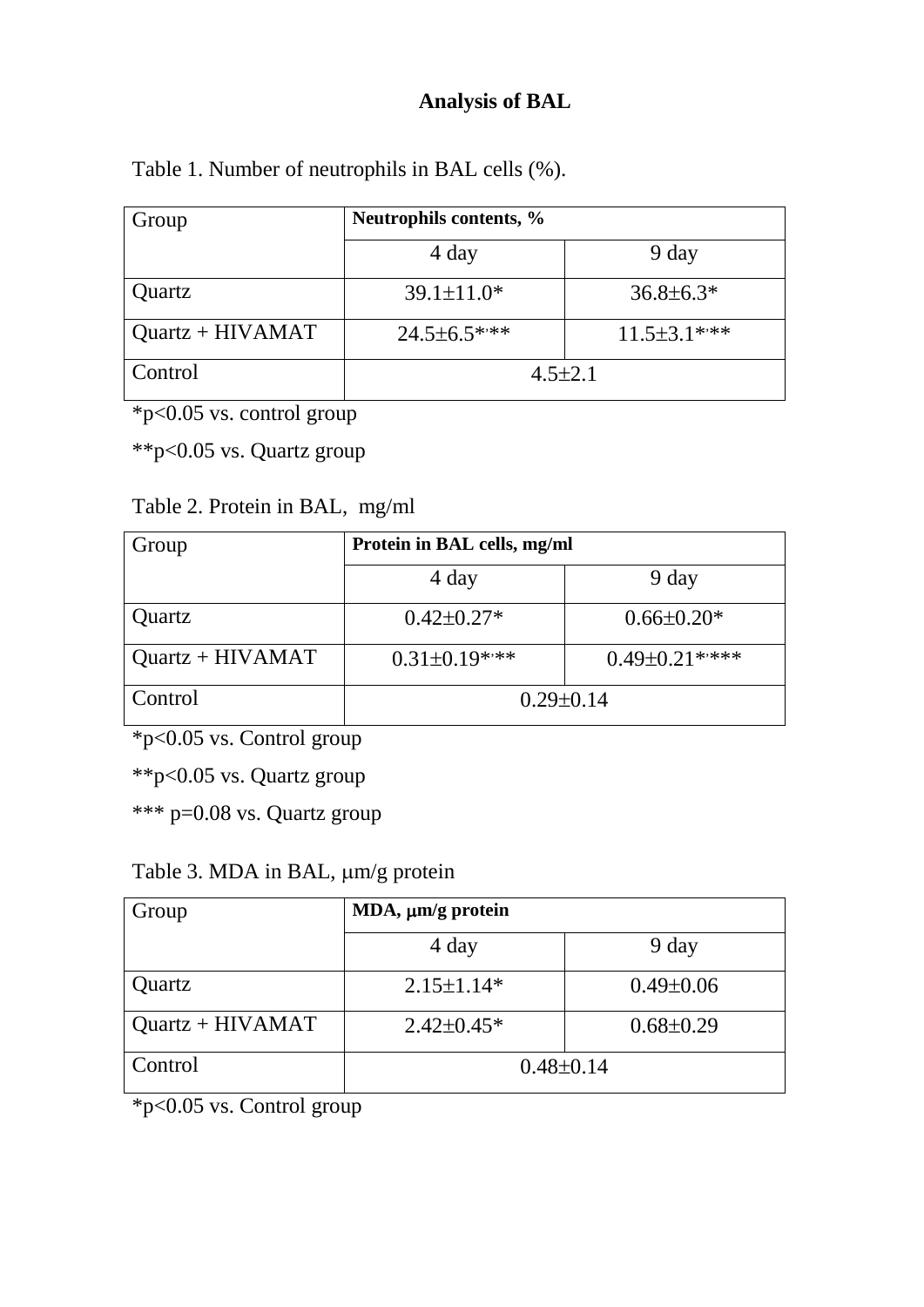# Analysis of BAL

Table 1. Number of neutrophils in BAL cells (%).

| Group | Neutrophils contents, % | |
|---|---|---|
| | 4 day | 9 day |
| Quartz | 39.1±11.0* | 36.8±6.3* |
| Quartz + HIVAMAT | 24.5±6.5*,** | 11.5±3.1*,** |
| Control | 4.5±2.1 | |

*p<0.05 vs. control group

**p<0.05 vs. Quartz group

Table 2. Protein in BAL, mg/ml

| Group | Protein in BAL cells, mg/ml | |
|---|---|---|
| | 4 day | 9 day |
| Quartz | 0.42±0.27* | 0.66±0.20* |
| Quartz + HIVAMAT | 0.31±0.19*,** | 0.49±0.21*,*** |
| Control | 0.29±0.14 | |

*p<0.05 vs. Control group

**p<0.05 vs. Quartz group

*** p=0.08 vs. Quartz group

Table 3. MDA in BAL, μm/g protein

| Group | MDA, μm/g protein | |
|---|---|---|
| | 4 day | 9 day |
| Quartz | 2.15±1.14* | 0.49±0.06 |
| Quartz + HIVAMAT | 2.42±0.45* | 0.68±0.29 |
| Control | 0.48±0.14 | |

*p<0.05 vs. Control group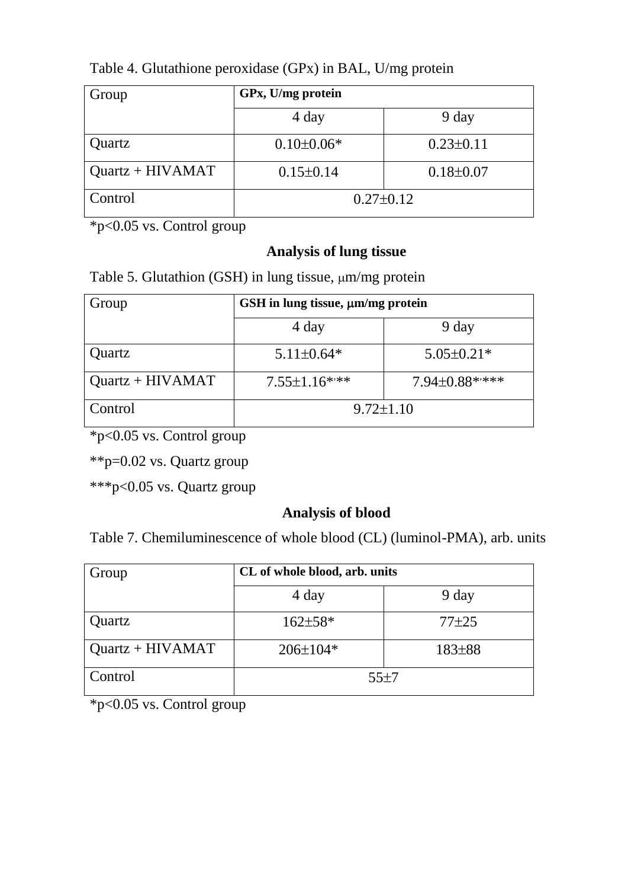Table 4. Glutathione peroxidase (GPx) in BAL, U/mg protein

| Group | GPx, U/mg protein | |
|---|---|---|
| | 4 day | 9 day |
| Quartz | 0.10±0.06* | 0.23±0.11 |
| Quartz + HIVAMAT | 0.15±0.14 | 0.18±0.07 |
| Control | 0.27±0.12 | |

*p<0.05 vs. Control group

**Analysis of lung tissue**

Table 5. Glutathion (GSH) in lung tissue, μm/mg protein

| Group | GSH in lung tissue, μm/mg protein | |
|---|---|---|
| | 4 day | 9 day |
| Quartz | 5.11±0.64* | 5.05±0.21* |
| Quartz + HIVAMAT | 7.55±1.16*,** | 7.94±0.88*,*** |
| Control | 9.72±1.10 | |

*p<0.05 vs. Control group

**p=0.02 vs. Quartz group

***p<0.05 vs. Quartz group

**Analysis of blood**

Table 7. Chemiluminescence of whole blood (CL) (luminol-PMA), arb. units

| Group | CL of whole blood, arb. units | |
|---|---|---|
| | 4 day | 9 day |
| Quartz | 162±58* | 77±25 |
| Quartz + HIVAMAT | 206±104* | 183±88 |
| Control | 55±7 | |

*p<0.05 vs. Control group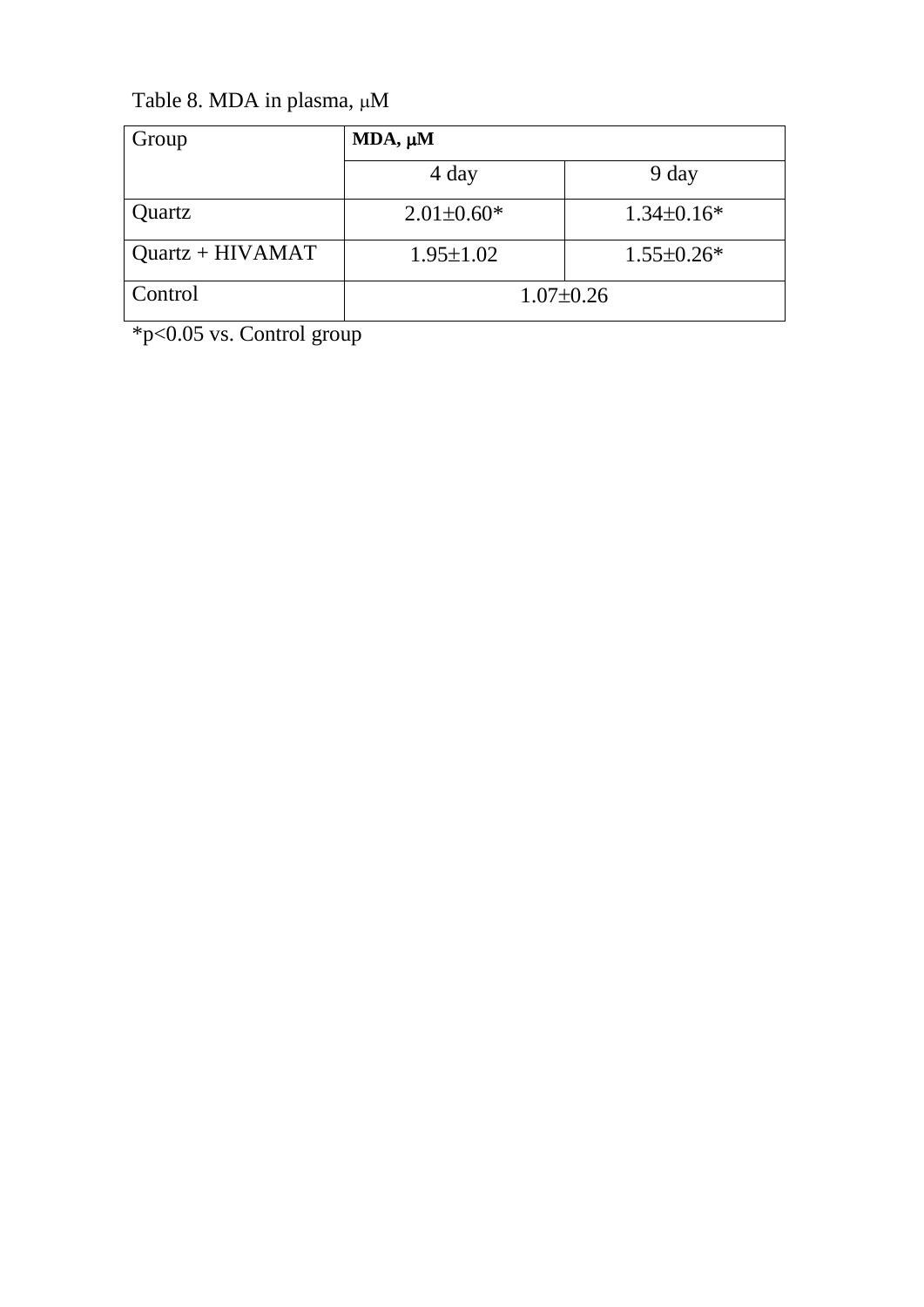Table 8. MDA in plasma, μM

| Group | MDA, μM | |
|---|---|---|
| | 4 day | 9 day |
| Quartz | 2.01±0.60* | 1.34±0.16* |
| Quartz + HIVAMAT | 1.95±1.02 | 1.55±0.26* |
| Control | 1.07±0.26 | |

*p<0.05 vs. Control group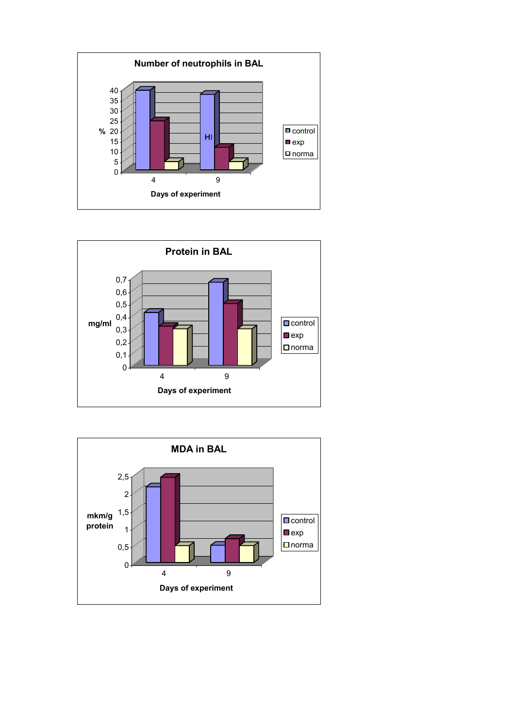**Number of neutrophils in BAL**

%

40
35
30
25
20
15
10
5
0

HI

4 9

Days of experiment

control
exp
norma

**Protein in BAL**

mg/ml

0,7
0,6
0,5
0,4
0,3
0,2
0,1
0

4 9

Days of experiment

control
exp
norma

**MDA in BAL**

mkm/g protein

2,5
2
1,5
1
0,5
0

4 9

Days of experiment

control
exp
norma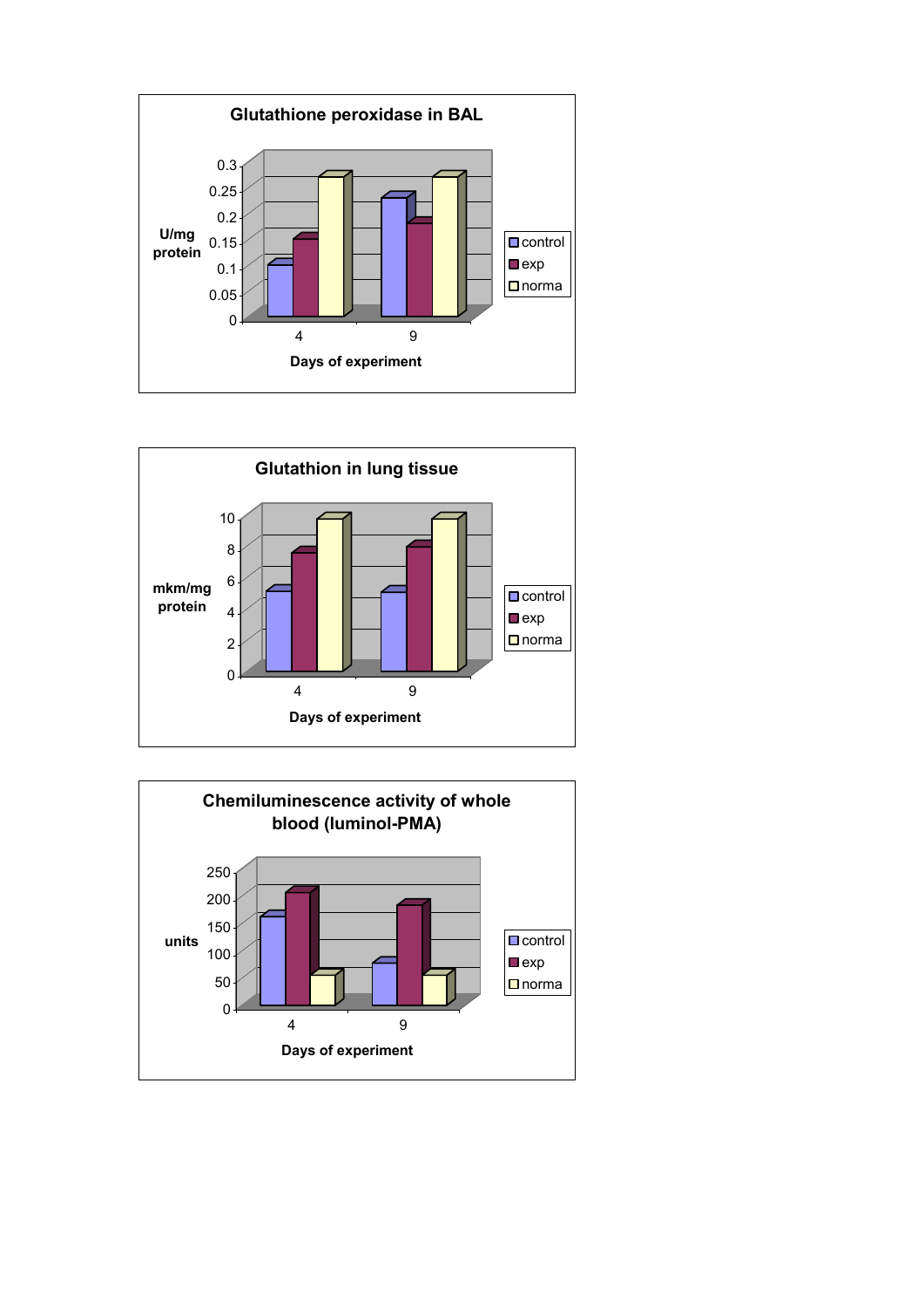Glutathione peroxidase in BAL

U/mg protein

0.3
0.25
0.2
0.15
0.1
0.05
0

4
9

Days of experiment

control
exp
norma

Glutathion in lung tissue

mkm/mg protein

10
8
6
4
2
0

4
9

Days of experiment

control
exp
norma

Chemiluminescence activity of whole blood (luminol-PMA)

units

250
200
150
100
50
0

4
9

Days of experiment

control
exp
norma